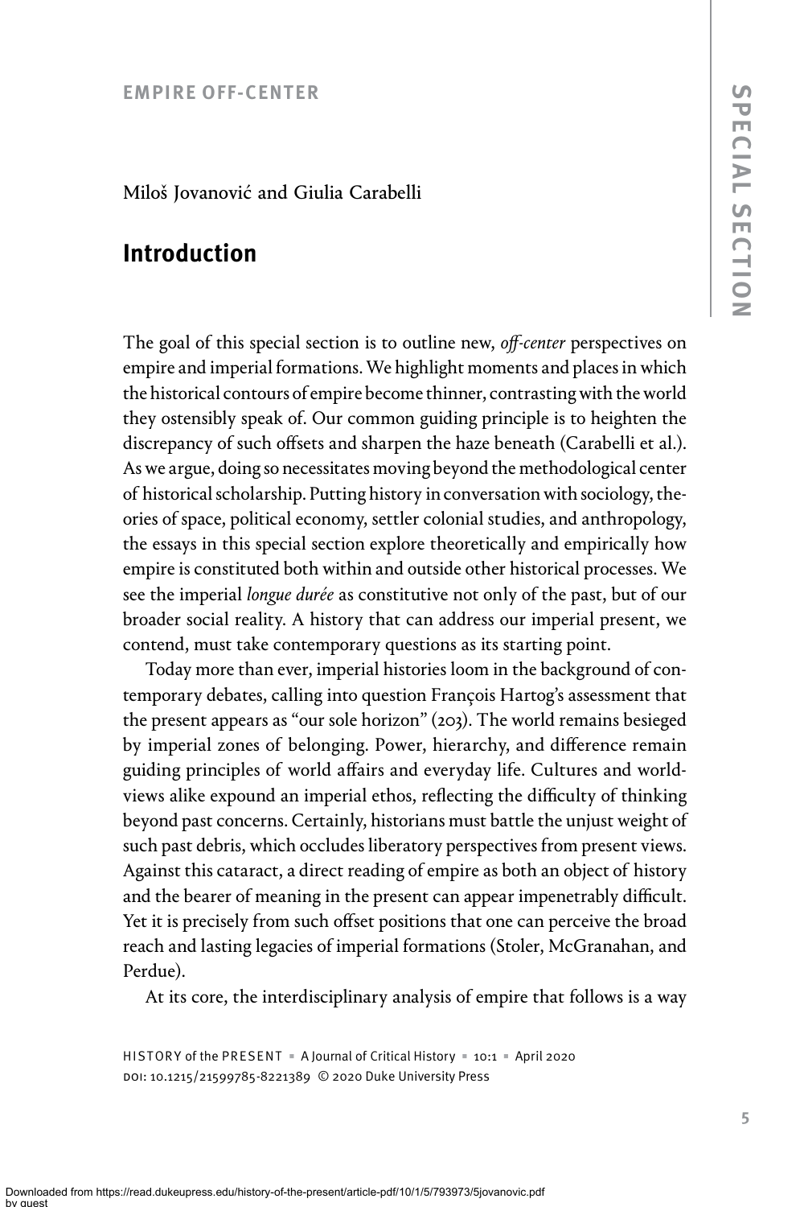EMPIRE OFF-CENTER

Miloš Jovanović and Giulia Carabelli

# Introduction

The goal of this special section is to outline new, *off-center* perspectives on empire and imperial formations. We highlight moments and places in which the historical contours of empire become thinner, contrasting with the world they ostensibly speak of. Our common guiding principle is to heighten the discrepancy of such offsets and sharpen the haze beneath (Carabelli et al.). As we argue, doing so necessitates moving beyond the methodological center of historical scholarship. Putting history in conversation with sociology, theories of space, political economy, settler colonial studies, and anthropology, the essays in this special section explore theoretically and empirically how empire is constituted both within and outside other historical processes. We see the imperial *longue durée* as constitutive not only of the past, but of our broader social reality. A history that can address our imperial present, we contend, must take contemporary questions as its starting point.

Today more than ever, imperial histories loom in the background of contemporary debates, calling into question François Hartog's assessment that the present appears as "our sole horizon" (203). The world remains besieged by imperial zones of belonging. Power, hierarchy, and difference remain guiding principles of world affairs and everyday life. Cultures and worldviews alike expound an imperial ethos, reflecting the difficulty of thinking beyond past concerns. Certainly, historians must battle the unjust weight of such past debris, which occludes liberatory perspectives from present views. Against this cataract, a direct reading of empire as both an object of history and the bearer of meaning in the present can appear impenetrably difficult. Yet it is precisely from such offset positions that one can perceive the broad reach and lasting legacies of imperial formations (Stoler, McGranahan, and Perdue).

At its core, the interdisciplinary analysis of empire that follows is a way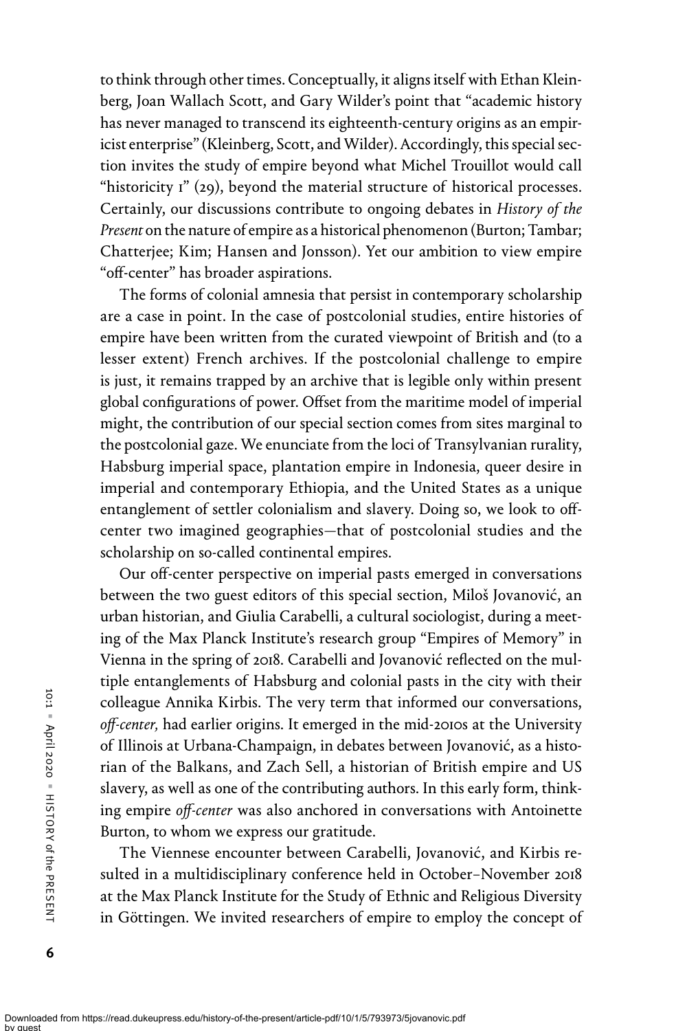to think through other times. Conceptually, it aligns itself with Ethan Kleinberg, Joan Wallach Scott, and Gary Wilder's point that "academic history has never managed to transcend its eighteenth-century origins as an empiricist enterprise" (Kleinberg, Scott, and Wilder). Accordingly, this special section invites the study of empire beyond what Michel Trouillot would call "historicity 1" (29), beyond the material structure of historical processes. Certainly, our discussions contribute to ongoing debates in *History of the Present* on the nature of empire as a historical phenomenon (Burton; Tambar; Chatterjee; Kim; Hansen and Jonsson). Yet our ambition to view empire "off-center" has broader aspirations.

The forms of colonial amnesia that persist in contemporary scholarship are a case in point. In the case of postcolonial studies, entire histories of empire have been written from the curated viewpoint of British and (to a lesser extent) French archives. If the postcolonial challenge to empire is just, it remains trapped by an archive that is legible only within present global configurations of power. Offset from the maritime model of imperial might, the contribution of our special section comes from sites marginal to the postcolonial gaze. We enunciate from the loci of Transylvanian rurality, Habsburg imperial space, plantation empire in Indonesia, queer desire in imperial and contemporary Ethiopia, and the United States as a unique entanglement of settler colonialism and slavery. Doing so, we look to off-center two imagined geographies—that of postcolonial studies and the scholarship on so-called continental empires.

Our off-center perspective on imperial pasts emerged in conversations between the two guest editors of this special section, Miloš Jovanović, an urban historian, and Giulia Carabelli, a cultural sociologist, during a meeting of the Max Planck Institute's research group "Empires of Memory" in Vienna in the spring of 2018. Carabelli and Jovanović reflected on the multiple entanglements of Habsburg and colonial pasts in the city with their colleague Annika Kirbis. The very term that informed our conversations, *off-center,* had earlier origins. It emerged in the mid-2010s at the University of Illinois at Urbana-Champaign, in debates between Jovanović, as a historian of the Balkans, and Zach Sell, a historian of British empire and US slavery, as well as one of the contributing authors. In this early form, thinking empire *off-center* was also anchored in conversations with Antoinette Burton, to whom we express our gratitude.

The Viennese encounter between Carabelli, Jovanović, and Kirbis resulted in a multidisciplinary conference held in October–November 2018 at the Max Planck Institute for the Study of Ethnic and Religious Diversity in Göttingen. We invited researchers of empire to employ the concept of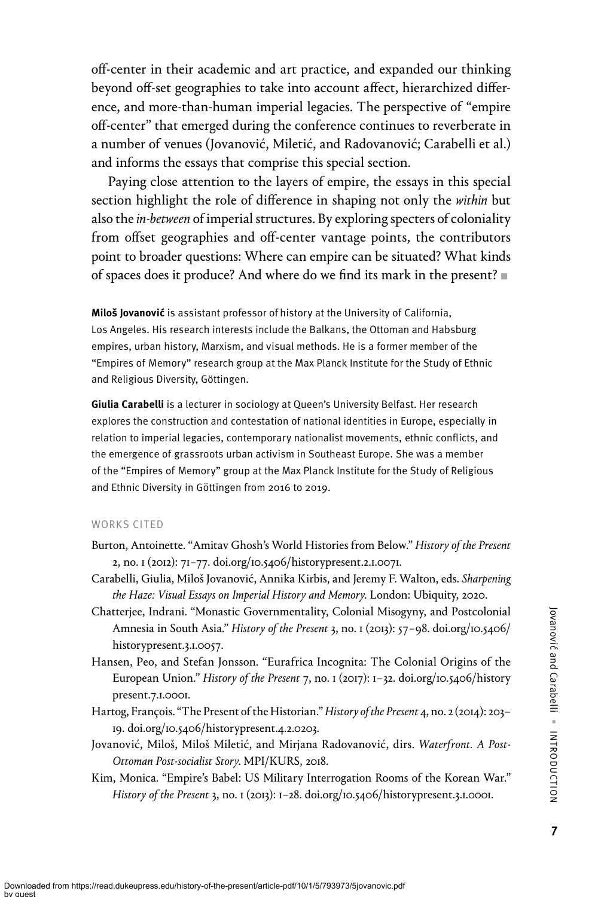off-center in their academic and art practice, and expanded our thinking beyond off-set geographies to take into account affect, hierarchized difference, and more-than-human imperial legacies. The perspective of "empire off-center" that emerged during the conference continues to reverberate in a number of venues (Jovanović, Miletić, and Radovanović; Carabelli et al.) and informs the essays that comprise this special section.

Paying close attention to the layers of empire, the essays in this special section highlight the role of difference in shaping not only the *within* but also the *in-between* of imperial structures. By exploring specters of coloniality from offset geographies and off-center vantage points, the contributors point to broader questions: Where can empire can be situated? What kinds of spaces does it produce? And where do we find its mark in the present? ■

**Miloš Jovanović** is assistant professor of history at the University of California, Los Angeles. His research interests include the Balkans, the Ottoman and Habsburg empires, urban history, Marxism, and visual methods. He is a former member of the "Empires of Memory" research group at the Max Planck Institute for the Study of Ethnic and Religious Diversity, Göttingen.

**Giulia Carabelli** is a lecturer in sociology at Queen's University Belfast. Her research explores the construction and contestation of national identities in Europe, especially in relation to imperial legacies, contemporary nationalist movements, ethnic conflicts, and the emergence of grassroots urban activism in Southeast Europe. She was a member of the "Empires of Memory" group at the Max Planck Institute for the Study of Religious and Ethnic Diversity in Göttingen from 2016 to 2019.

## WORKS CITED

Burton, Antoinette. "Amitav Ghosh's World Histories from Below." *History of the Present* 2, no. 1 (2012): 71–77. doi.org/10.5406/historypresent.2.1.0071.

Carabelli, Giulia, Miloš Jovanović, Annika Kirbis, and Jeremy F. Walton, eds. *Sharpening the Haze: Visual Essays on Imperial History and Memory*. London: Ubiquity, 2020.

Chatterjee, Indrani. "Monastic Governmentality, Colonial Misogyny, and Postcolonial Amnesia in South Asia." *History of the Present* 3, no. 1 (2013): 57–98. doi.org/10.5406/historypresent.3.1.0057.

Hansen, Peo, and Stefan Jonsson. "Eurafrica Incognita: The Colonial Origins of the European Union." *History of the Present* 7, no. 1 (2017): 1–32. doi.org/10.5406/historypresent.7.1.0001.

Hartog, François. "The Present of the Historian." *History of the Present* 4, no. 2 (2014): 203–19. doi.org/10.5406/historypresent.4.2.0203.

Jovanović, Miloš, Miloš Miletić, and Mirjana Radovanović, dirs. *Waterfront. A Post-Ottoman Post-socialist Story*. MPI/KURS, 2018.

Kim, Monica. "Empire's Babel: US Military Interrogation Rooms of the Korean War." *History of the Present* 3, no. 1 (2013): 1–28. doi.org/10.5406/historypresent.3.1.0001.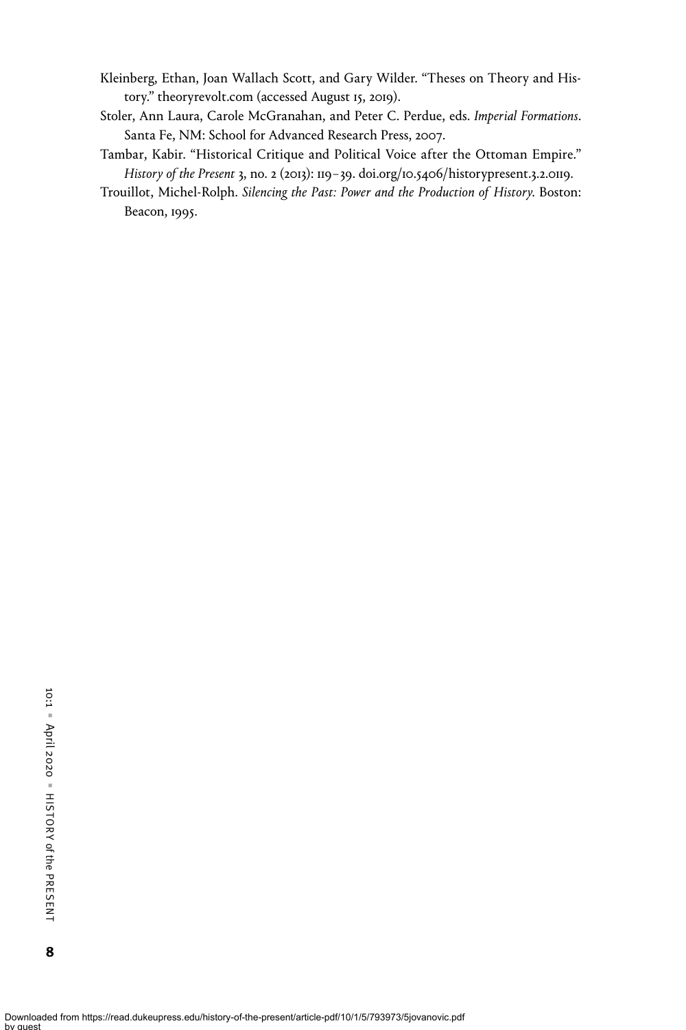Kleinberg, Ethan, Joan Wallach Scott, and Gary Wilder. "Theses on Theory and History." theoryrevolt.com (accessed August 15, 2019).

Stoler, Ann Laura, Carole McGranahan, and Peter C. Perdue, eds. *Imperial Formations*. Santa Fe, NM: School for Advanced Research Press, 2007.

Tambar, Kabir. "Historical Critique and Political Voice after the Ottoman Empire." *History of the Present* 3, no. 2 (2013): 119–39. doi.org/10.5406/historypresent.3.2.0119.

Trouillot, Michel-Rolph. *Silencing the Past: Power and the Production of History*. Boston: Beacon, 1995.